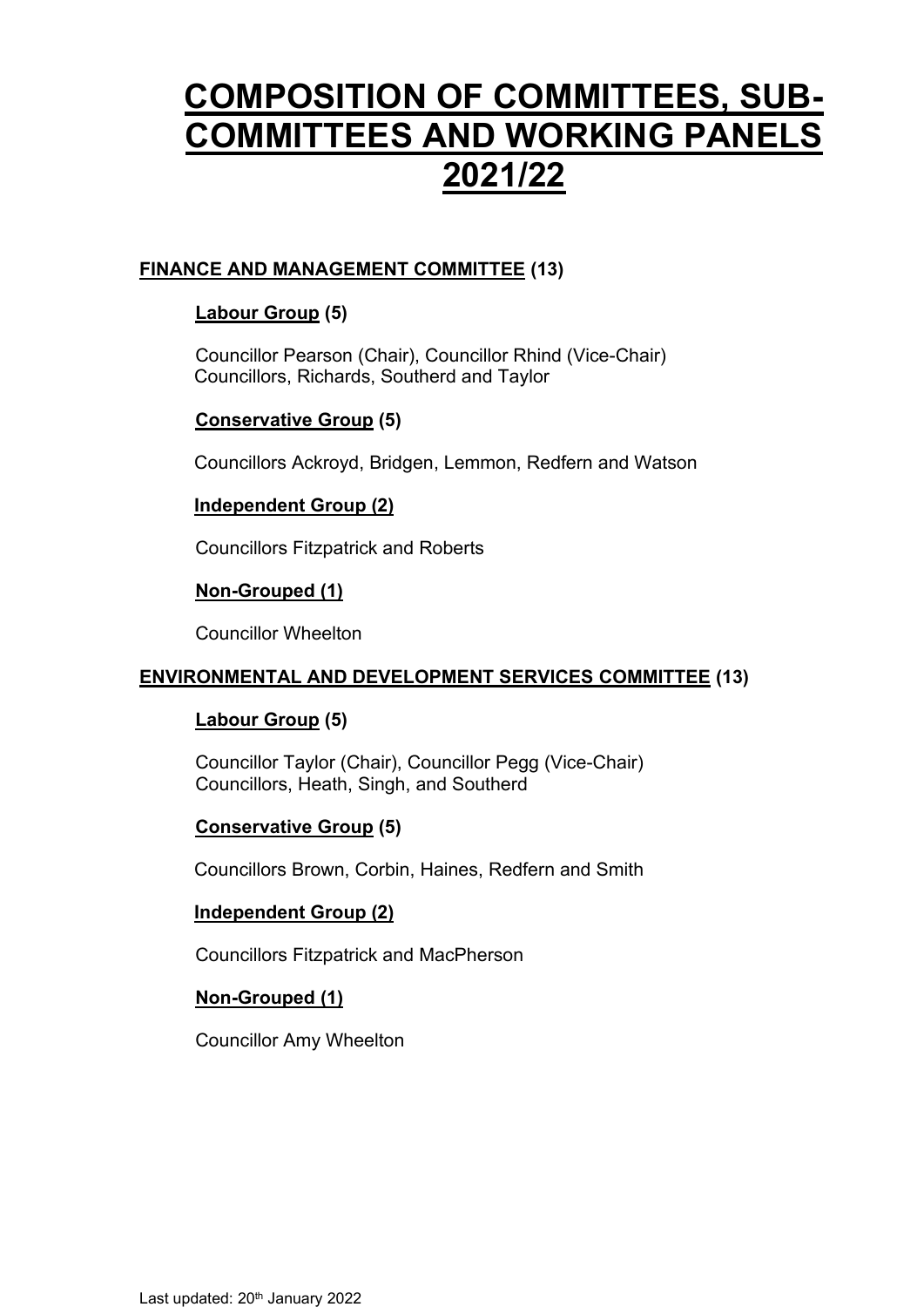# COMPOSITION OF COMMITTEES, SUB-COMMITTEES AND WORKING PANELS 2021/22

**FINANCE AND MANAGEMENT COMMITTEE (13)**

**Labour Group (5)**

Councillor Pearson (Chair), Councillor Rhind (Vice-Chair)
Councillors, Richards, Southerd and Taylor

**Conservative Group (5)**

Councillors Ackroyd, Bridgen, Lemmon, Redfern and Watson

**Independent Group (2)**

Councillors Fitzpatrick and Roberts

**Non-Grouped (1)**

Councillor Wheelton

**ENVIRONMENTAL AND DEVELOPMENT SERVICES COMMITTEE (13)**

**Labour Group (5)**

Councillor Taylor (Chair), Councillor Pegg (Vice-Chair)
Councillors, Heath, Singh, and Southerd

**Conservative Group (5)**

Councillors Brown, Corbin, Haines, Redfern and Smith

**Independent Group (2)**

Councillors Fitzpatrick and MacPherson

**Non-Grouped (1)**

Councillor Amy Wheelton

Last updated: 20th January 2022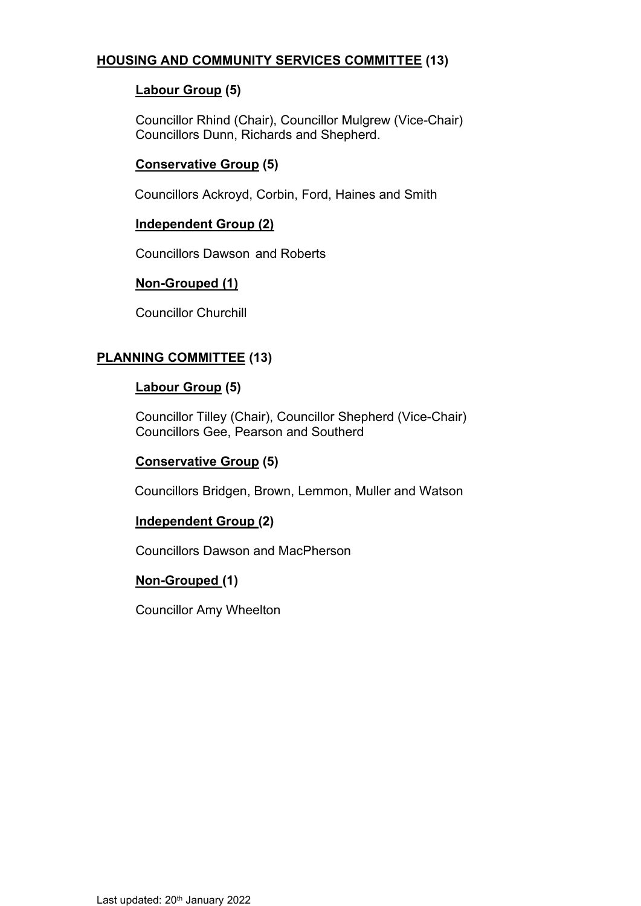## HOUSING AND COMMUNITY SERVICES COMMITTEE (13)

### Labour Group (5)

Councillor Rhind (Chair), Councillor Mulgrew (Vice-Chair)
Councillors Dunn, Richards and Shepherd.

### Conservative Group (5)

Councillors Ackroyd, Corbin, Ford, Haines and Smith

### Independent Group (2)

Councillors Dawson and Roberts

### Non-Grouped (1)

Councillor Churchill

## PLANNING COMMITTEE (13)

### Labour Group (5)

Councillor Tilley (Chair), Councillor Shepherd (Vice-Chair)
Councillors Gee, Pearson and Southerd

### Conservative Group (5)

Councillors Bridgen, Brown, Lemmon, Muller and Watson

### Independent Group (2)

Councillors Dawson and MacPherson

### Non-Grouped (1)

Councillor Amy Wheelton

Last updated: 20th January 2022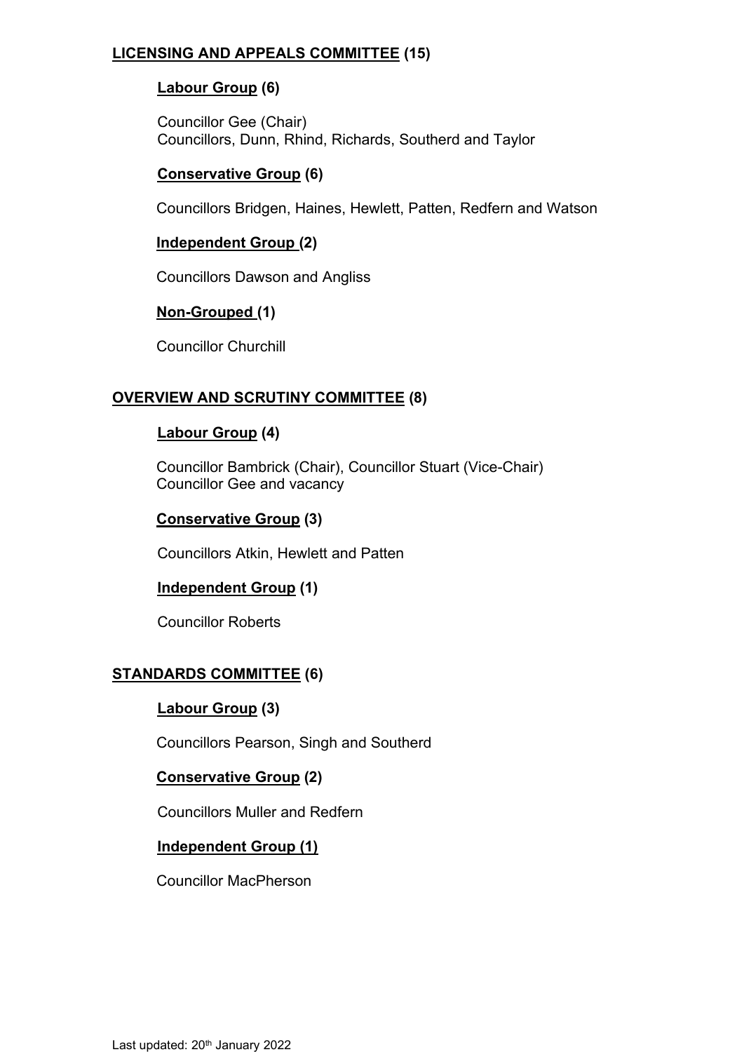## LICENSING AND APPEALS COMMITTEE (15)

### Labour Group (6)

Councillor Gee (Chair)
Councillors, Dunn, Rhind, Richards, Southerd and Taylor

### Conservative Group (6)

Councillors Bridgen, Haines, Hewlett, Patten, Redfern and Watson

### Independent Group (2)

Councillors Dawson and Angliss

### Non-Grouped (1)

Councillor Churchill

## OVERVIEW AND SCRUTINY COMMITTEE (8)

### Labour Group (4)

Councillor Bambrick (Chair), Councillor Stuart (Vice-Chair)
Councillor Gee and vacancy

### Conservative Group (3)

Councillors Atkin, Hewlett and Patten

### Independent Group (1)

Councillor Roberts

## STANDARDS COMMITTEE (6)

### Labour Group (3)

Councillors Pearson, Singh and Southerd

### Conservative Group (2)

Councillors Muller and Redfern

### Independent Group (1)

Councillor MacPherson

Last updated: 20th January 2022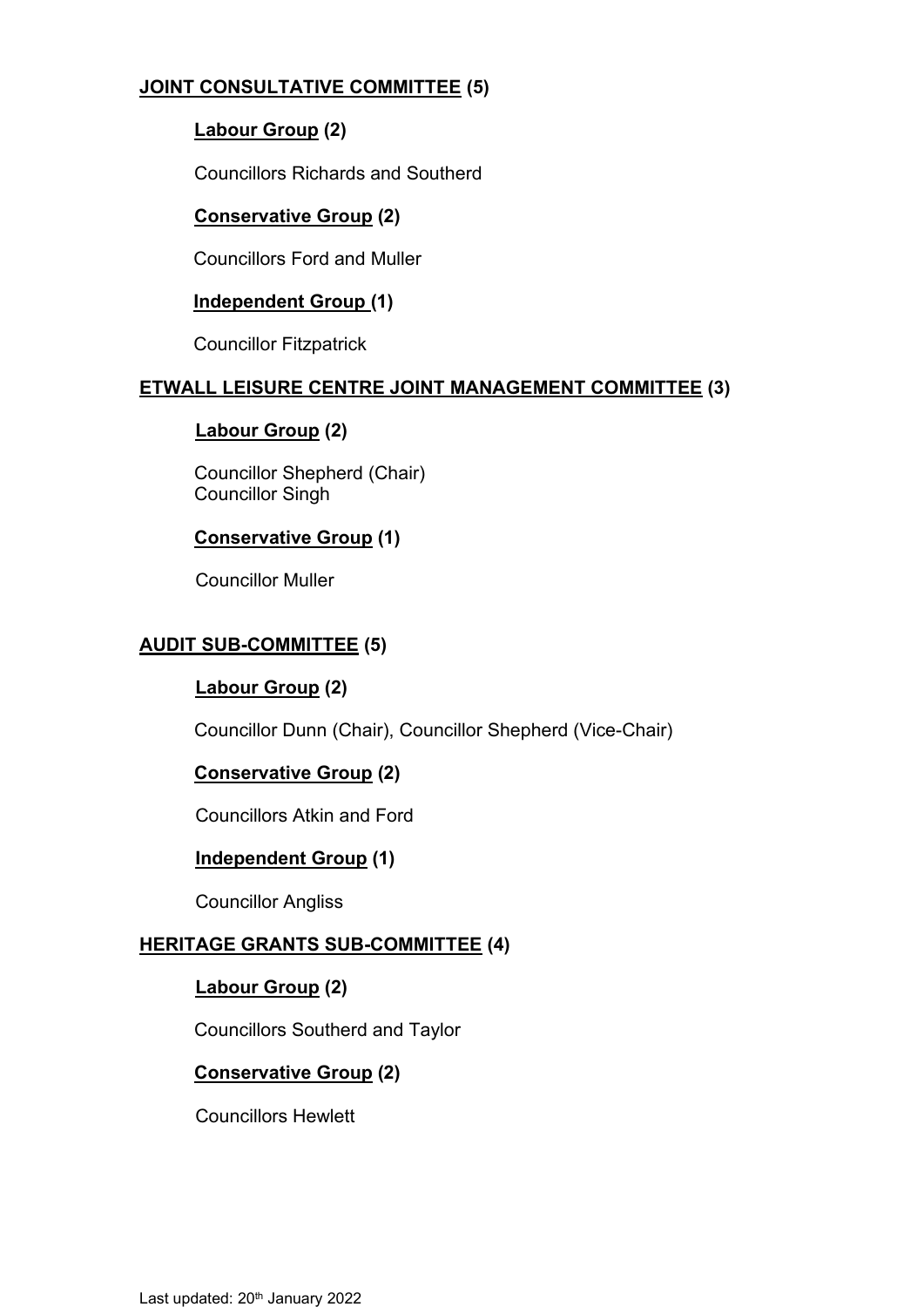**JOINT CONSULTATIVE COMMITTEE (5)**

**Labour Group (2)**

Councillors Richards and Southerd

**Conservative Group (2)**

Councillors Ford and Muller

**Independent Group (1)**

Councillor Fitzpatrick

**ETWALL LEISURE CENTRE JOINT MANAGEMENT COMMITTEE (3)**

**Labour Group (2)**

Councillor Shepherd (Chair)
Councillor Singh

**Conservative Group (1)**

Councillor Muller

**AUDIT SUB-COMMITTEE (5)**

**Labour Group (2)**

Councillor Dunn (Chair), Councillor Shepherd (Vice-Chair)

**Conservative Group (2)**

Councillors Atkin and Ford

**Independent Group (1)**

Councillor Angliss

**HERITAGE GRANTS SUB-COMMITTEE (4)**

**Labour Group (2)**

Councillors Southerd and Taylor

**Conservative Group (2)**

Councillors Hewlett

Last updated: 20th January 2022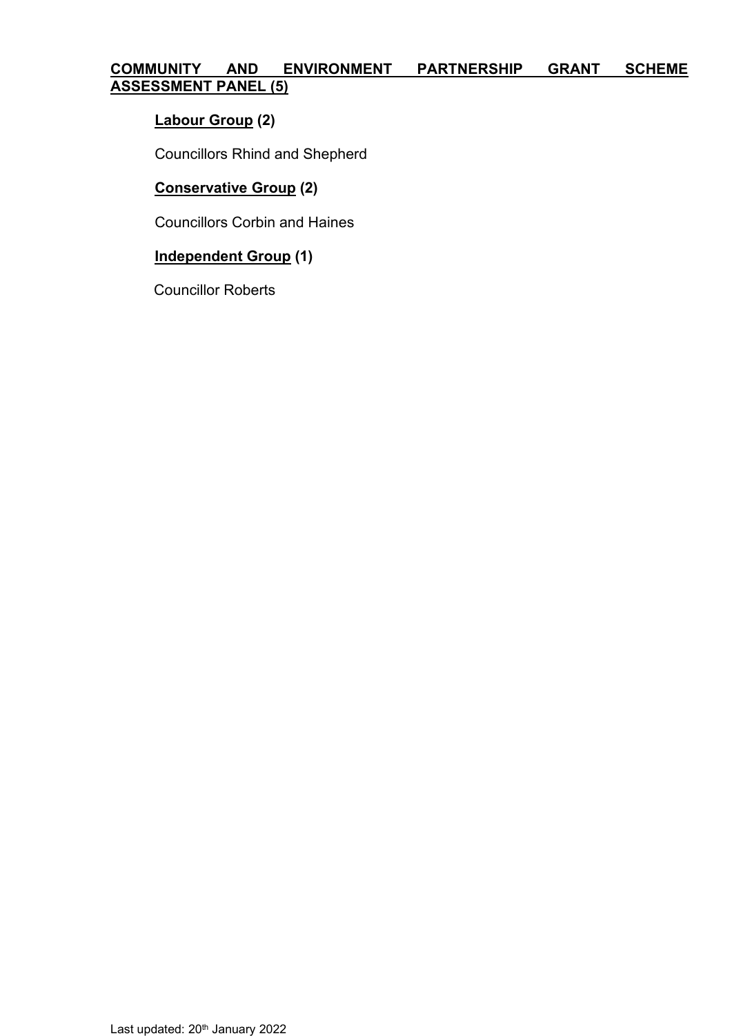## COMMUNITY AND ENVIRONMENT PARTNERSHIP GRANT SCHEME ASSESSMENT PANEL (5)

**Labour Group (2)**

Councillors Rhind and Shepherd

**Conservative Group (2)**

Councillors Corbin and Haines

**Independent Group (1)**

Councillor Roberts

Last updated: 20th January 2022